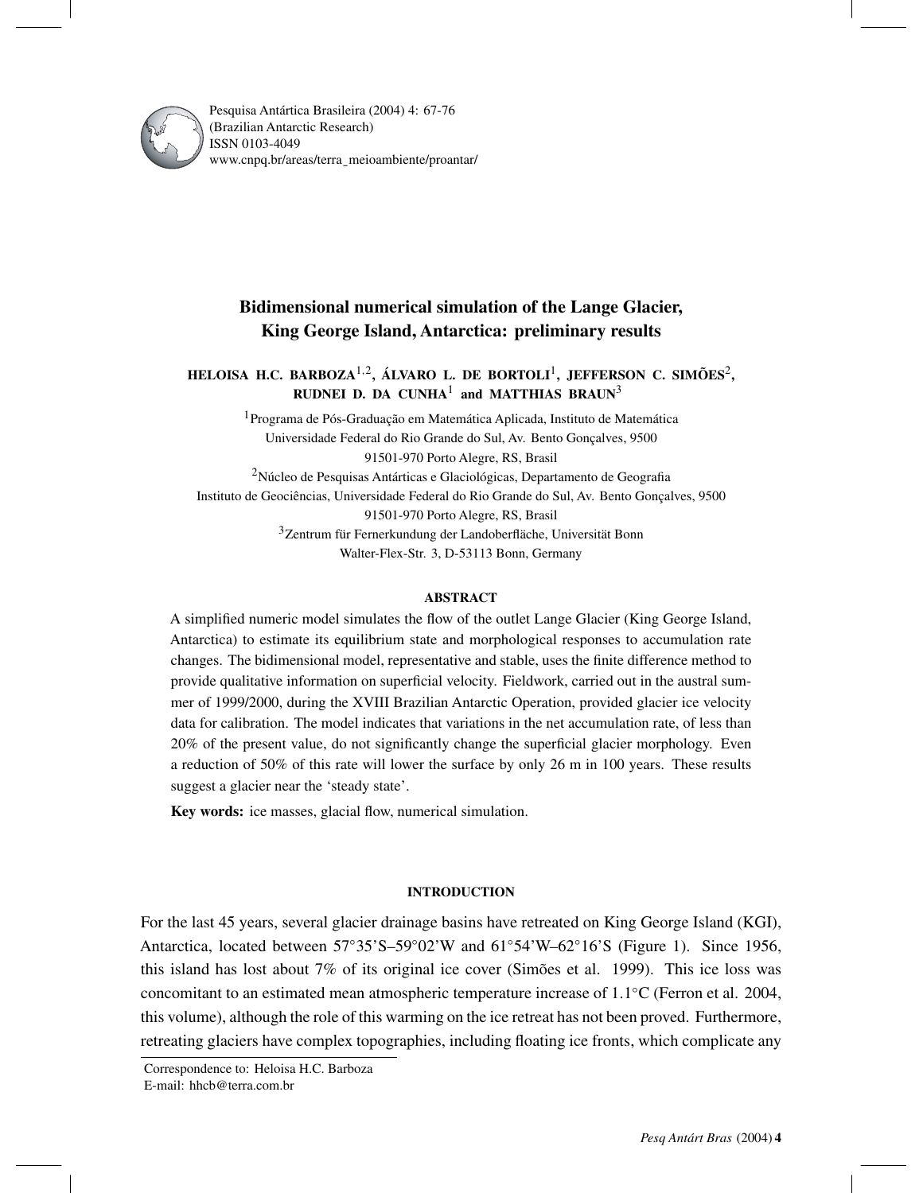Pesquisa Antártica Brasileira (2004) 4: 67-76
(Brazilian Antarctic Research)
ISSN 0103-4049
www.cnpq.br/areas/terra_meioambiente/proantar/

# Bidimensional numerical simulation of the Lange Glacier, King George Island, Antarctica: preliminary results

**HELOISA H.C. BARBOZA**[1,2], **ÁLVARO L. DE BORTOLI**[1], **JEFFERSON C. SIMÕES**[2], **RUDNEI D. DA CUNHA**[1] **and MATTHIAS BRAUN**[3]

[1]Programa de Pós-Graduação em Matemática Aplicada, Instituto de Matemática
Universidade Federal do Rio Grande do Sul, Av. Bento Gonçalves, 9500
91501-970 Porto Alegre, RS, Brasil

[2]Núcleo de Pesquisas Antárticas e Glaciológicas, Departamento de Geografia
Instituto de Geociências, Universidade Federal do Rio Grande do Sul, Av. Bento Gonçalves, 9500
91501-970 Porto Alegre, RS, Brasil

[3]Zentrum für Fernerkundung der Landoberfläche, Universität Bonn
Walter-Flex-Str. 3, D-53113 Bonn, Germany

## ABSTRACT

A simplified numeric model simulates the flow of the outlet Lange Glacier (King George Island, Antarctica) to estimate its equilibrium state and morphological responses to accumulation rate changes. The bidimensional model, representative and stable, uses the finite difference method to provide qualitative information on superficial velocity. Fieldwork, carried out in the austral summer of 1999/2000, during the XVIII Brazilian Antarctic Operation, provided glacier ice velocity data for calibration. The model indicates that variations in the net accumulation rate, of less than 20% of the present value, do not significantly change the superficial glacier morphology. Even a reduction of 50% of this rate will lower the surface by only 26 m in 100 years. These results suggest a glacier near the 'steady state'.

**Key words:** ice masses, glacial flow, numerical simulation.

## INTRODUCTION

For the last 45 years, several glacier drainage basins have retreated on King George Island (KGI), Antarctica, located between 57°35'S–59°02'W and 61°54'W–62°16'S (Figure 1). Since 1956, this island has lost about 7% of its original ice cover (Simões et al. 1999). This ice loss was concomitant to an estimated mean atmospheric temperature increase of 1.1°C (Ferron et al. 2004, this volume), although the role of this warming on the ice retreat has not been proved. Furthermore, retreating glaciers have complex topographies, including floating ice fronts, which complicate any

Correspondence to: Heloisa H.C. Barboza
E-mail: hhcb@terra.com.br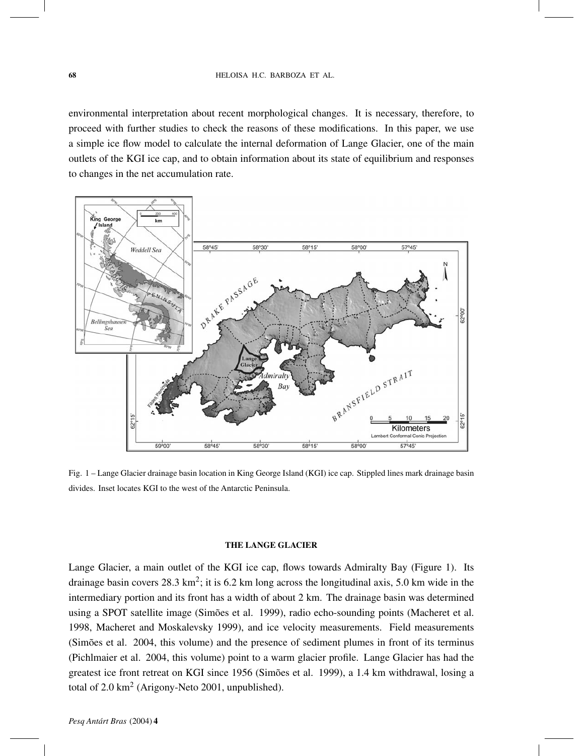environmental interpretation about recent morphological changes. It is necessary, therefore, to proceed with further studies to check the reasons of these modifications. In this paper, we use a simple ice flow model to calculate the internal deformation of Lange Glacier, one of the main outlets of the KGI ice cap, and to obtain information about its state of equilibrium and responses to changes in the net accumulation rate.

Fig. 1 – Lange Glacier drainage basin location in King George Island (KGI) ice cap. Stippled lines mark drainage basin divides. Inset locates KGI to the west of the Antarctic Peninsula.

### THE LANGE GLACIER

Lange Glacier, a main outlet of the KGI ice cap, flows towards Admiralty Bay (Figure 1). Its drainage basin covers 28.3 km$^2$; it is 6.2 km long across the longitudinal axis, 5.0 km wide in the intermediary portion and its front has a width of about 2 km. The drainage basin was determined using a SPOT satellite image (Simões et al. 1999), radio echo-sounding points (Macheret et al. 1998, Macheret and Moskalevsky 1999), and ice velocity measurements. Field measurements (Simões et al. 2004, this volume) and the presence of sediment plumes in front of its terminus (Pichlmaier et al. 2004, this volume) point to a warm glacier profile. Lange Glacier has had the greatest ice front retreat on KGI since 1956 (Simões et al. 1999), a 1.4 km withdrawal, losing a total of 2.0 km$^2$ (Arigony-Neto 2001, unpublished).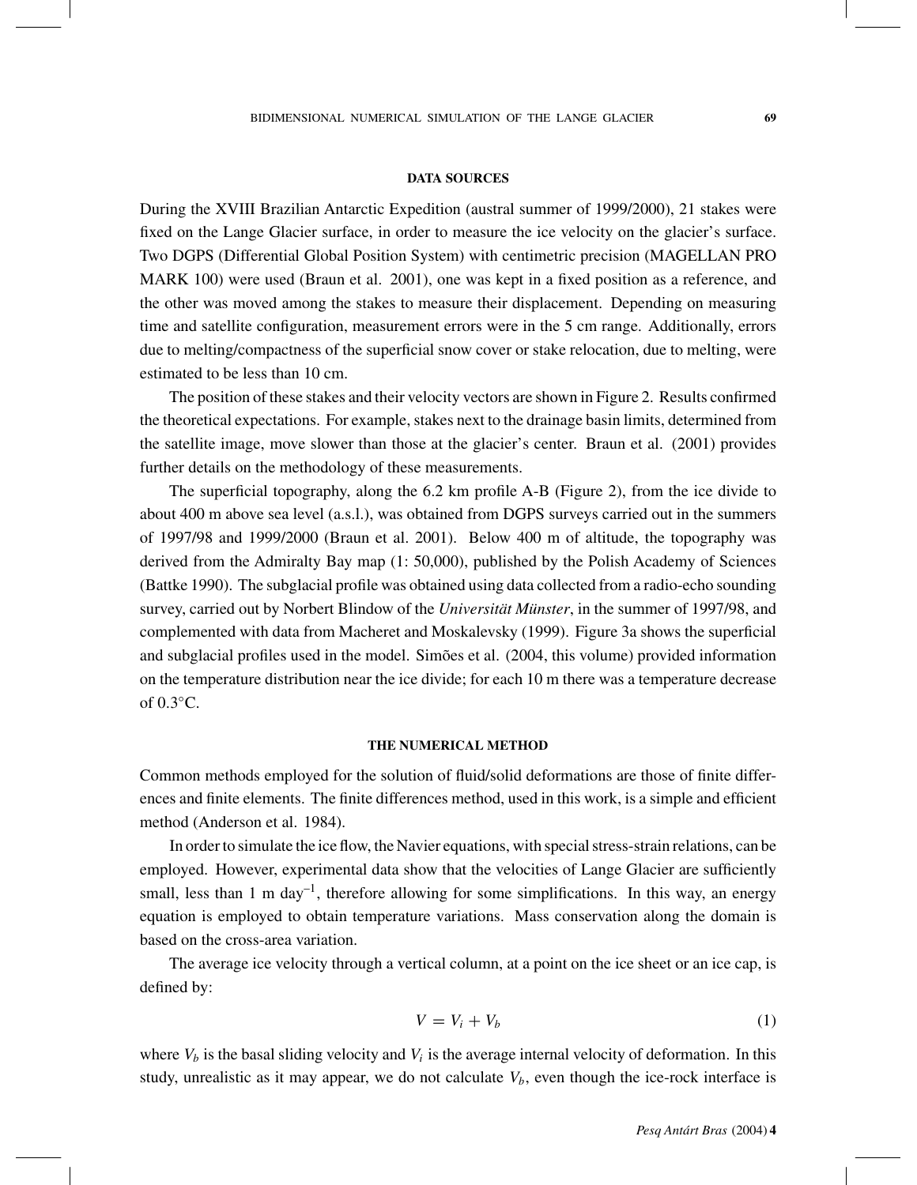## DATA SOURCES

During the XVIII Brazilian Antarctic Expedition (austral summer of 1999/2000), 21 stakes were fixed on the Lange Glacier surface, in order to measure the ice velocity on the glacier's surface. Two DGPS (Differential Global Position System) with centimetric precision (MAGELLAN PRO MARK 100) were used (Braun et al. 2001), one was kept in a fixed position as a reference, and the other was moved among the stakes to measure their displacement. Depending on measuring time and satellite configuration, measurement errors were in the 5 cm range. Additionally, errors due to melting/compactness of the superficial snow cover or stake relocation, due to melting, were estimated to be less than 10 cm.

The position of these stakes and their velocity vectors are shown in Figure 2. Results confirmed the theoretical expectations. For example, stakes next to the drainage basin limits, determined from the satellite image, move slower than those at the glacier's center. Braun et al. (2001) provides further details on the methodology of these measurements.

The superficial topography, along the 6.2 km profile A-B (Figure 2), from the ice divide to about 400 m above sea level (a.s.l.), was obtained from DGPS surveys carried out in the summers of 1997/98 and 1999/2000 (Braun et al. 2001). Below 400 m of altitude, the topography was derived from the Admiralty Bay map (1: 50,000), published by the Polish Academy of Sciences (Battke 1990). The subglacial profile was obtained using data collected from a radio-echo sounding survey, carried out by Norbert Blindow of the *Universität Münster*, in the summer of 1997/98, and complemented with data from Macheret and Moskalevsky (1999). Figure 3a shows the superficial and subglacial profiles used in the model. Simões et al. (2004, this volume) provided information on the temperature distribution near the ice divide; for each 10 m there was a temperature decrease of 0.3°C.

## THE NUMERICAL METHOD

Common methods employed for the solution of fluid/solid deformations are those of finite differences and finite elements. The finite differences method, used in this work, is a simple and efficient method (Anderson et al. 1984).

In order to simulate the ice flow, the Navier equations, with special stress-strain relations, can be employed. However, experimental data show that the velocities of Lange Glacier are sufficiently small, less than 1 m day$^{-1}$, therefore allowing for some simplifications. In this way, an energy equation is employed to obtain temperature variations. Mass conservation along the domain is based on the cross-area variation.

The average ice velocity through a vertical column, at a point on the ice sheet or an ice cap, is defined by:

$$V = V_i + V_b \tag{1}$$

where $V_b$ is the basal sliding velocity and $V_i$ is the average internal velocity of deformation. In this study, unrealistic as it may appear, we do not calculate $V_b$, even though the ice-rock interface is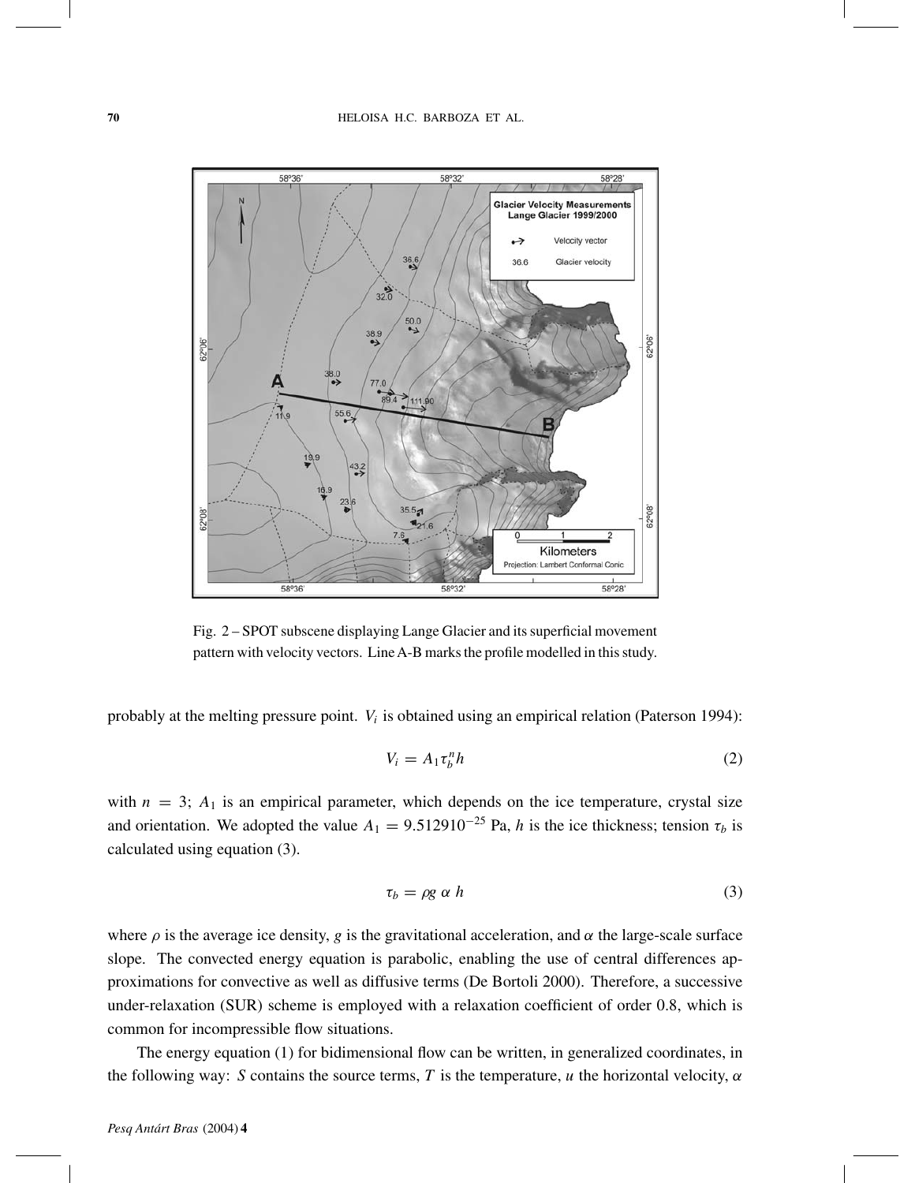Fig. 2 – SPOT subscene displaying Lange Glacier and its superficial movement pattern with velocity vectors. Line A-B marks the profile modelled in this study.

probably at the melting pressure point. $V_i$ is obtained using an empirical relation (Paterson 1994):

$$V_i = A_1 \tau_b^n h \tag{2}$$

with $n = 3$; $A_1$ is an empirical parameter, which depends on the ice temperature, crystal size and orientation. We adopted the value $A_1 = 9.512910^{-25}$ Pa, $h$ is the ice thickness; tension $\tau_b$ is calculated using equation (3).

$$\tau_b = \rho g \; \alpha \; h \tag{3}$$

where $\rho$ is the average ice density, $g$ is the gravitational acceleration, and $\alpha$ the large-scale surface slope. The convected energy equation is parabolic, enabling the use of central differences approximations for convective as well as diffusive terms (De Bortoli 2000). Therefore, a successive under-relaxation (SUR) scheme is employed with a relaxation coefficient of order 0.8, which is common for incompressible flow situations.

The energy equation (1) for bidimensional flow can be written, in generalized coordinates, in the following way: $S$ contains the source terms, $T$ is the temperature, $u$ the horizontal velocity, $\alpha$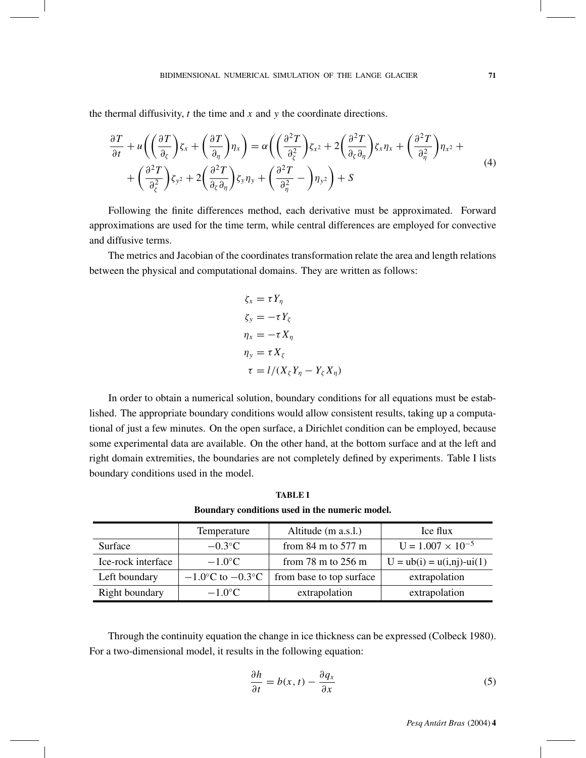the thermal diffusivity, $t$ the time and $x$ and $y$ the coordinate directions.

$$
\begin{aligned}
\frac{\partial T}{\partial t} + u\left(\left(\frac{\partial T}{\partial_\zeta}\right)\zeta_x + \left(\frac{\partial T}{\partial_\eta}\right)\eta_x\right) = \alpha\Bigg(\left(\frac{\partial^2 T}{\partial_\zeta^2}\right)\zeta_{x^2} + 2\left(\frac{\partial^2 T}{\partial_\zeta \partial_\eta}\right)\zeta_x \eta_x + \left(\frac{\partial^2 T}{\partial_\eta^2}\right)\eta_{x^2} + \\
+ \left(\frac{\partial^2 T}{\partial_\zeta^2}\right)\zeta_{y^2} + 2\left(\frac{\partial^2 T}{\partial_\zeta \partial_\eta}\right)\zeta_y \eta_y + \left(\frac{\partial^2 T}{\partial_\eta^2} - \right)\eta_{y^2}\Bigg) + S
\end{aligned}
\tag{4}
$$

Following the finite differences method, each derivative must be approximated. Forward approximations are used for the time term, while central differences are employed for convective and diffusive terms.

The metrics and Jacobian of the coordinates transformation relate the area and length relations between the physical and computational domains. They are written as follows:

$$
\begin{aligned}
\zeta_x &= \tau Y_\eta \\
\zeta_y &= -\tau Y_\zeta \\
\eta_x &= -\tau X_\eta \\
\eta_y &= \tau X_\zeta \\
\tau &= l/(X_\zeta Y_\eta - Y_\zeta X_\eta)
\end{aligned}
$$

In order to obtain a numerical solution, boundary conditions for all equations must be established. The appropriate boundary conditions would allow consistent results, taking up a computational of just a few minutes. On the open surface, a Dirichlet condition can be employed, because some experimental data are available. On the other hand, at the bottom surface and at the left and right domain extremities, the boundaries are not completely defined by experiments. Table I lists boundary conditions used in the model.

**TABLE I**

**Boundary conditions used in the numeric model.**

| | Temperature | Altitude (m a.s.l.) | Ice flux |
|---|---|---|---|
| Surface | $-0.3$°C | from 84 m to 577 m | U = $1.007 \times 10^{-5}$ |
| Ice-rock interface | $-1.0$°C | from 78 m to 256 m | U = ub(i) = u(i,nj)-ui(1) |
| Left boundary | $-1.0$°C to $-0.3$°C | from base to top surface | extrapolation |
| Right boundary | $-1.0$°C | extrapolation | extrapolation |

Through the continuity equation the change in ice thickness can be expressed (Colbeck 1980). For a two-dimensional model, it results in the following equation:

$$
\frac{\partial h}{\partial t} = b(x, t) - \frac{\partial q_x}{\partial x} \tag{5}
$$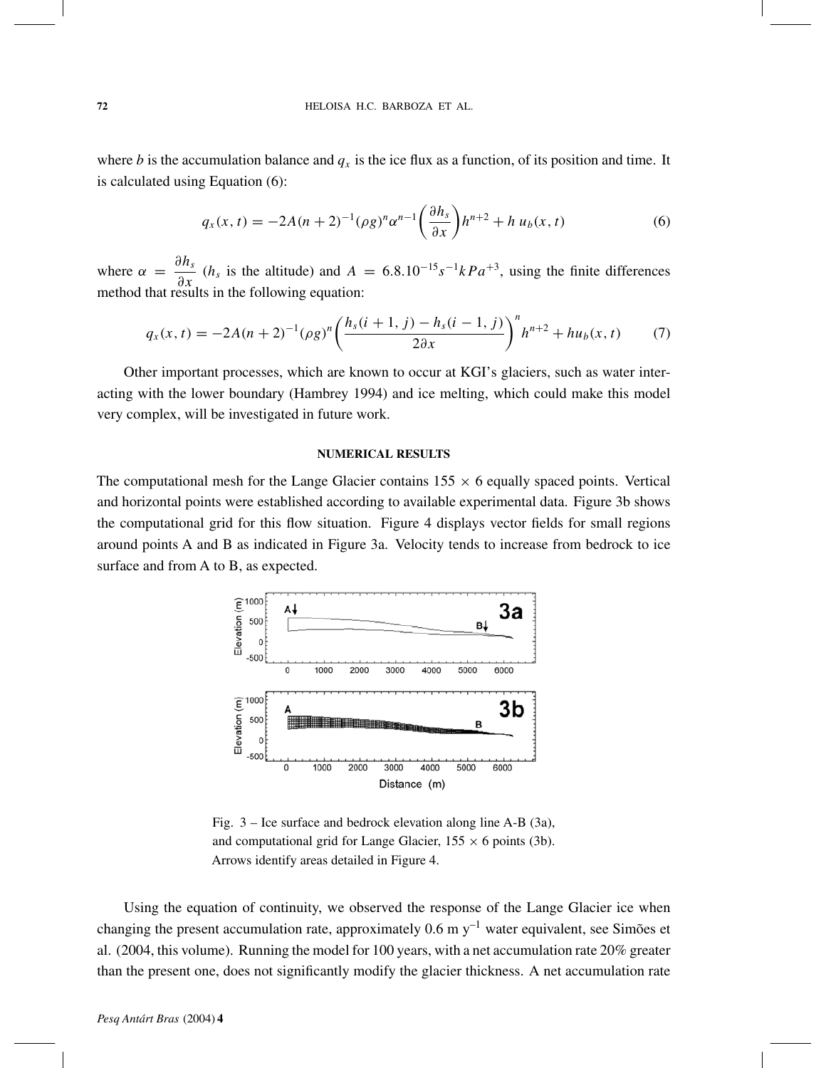where $b$ is the accumulation balance and $q_x$ is the ice flux as a function, of its position and time. It is calculated using Equation (6):

$$q_x(x,t) = -2A(n+2)^{-1}(\rho g)^n \alpha^{n-1}\left(\frac{\partial h_s}{\partial x}\right)h^{n+2} + h\, u_b(x,t) \tag{6}$$

where $\alpha = \dfrac{\partial h_s}{\partial x}$ ($h_s$ is the altitude) and $A = 6.8.10^{-15}s^{-1}kPa^{+3}$, using the finite differences method that results in the following equation:

$$q_x(x,t) = -2A(n+2)^{-1}(\rho g)^n \left(\frac{h_s(i+1,j) - h_s(i-1,j)}{2\partial x}\right)^n h^{n+2} + hu_b(x,t) \tag{7}$$

Other important processes, which are known to occur at KGI's glaciers, such as water interacting with the lower boundary (Hambrey 1994) and ice melting, which could make this model very complex, will be investigated in future work.

## NUMERICAL RESULTS

The computational mesh for the Lange Glacier contains 155 × 6 equally spaced points. Vertical and horizontal points were established according to available experimental data. Figure 3b shows the computational grid for this flow situation. Figure 4 displays vector fields for small regions around points A and B as indicated in Figure 3a. Velocity tends to increase from bedrock to ice surface and from A to B, as expected.

Fig. 3 – Ice surface and bedrock elevation along line A-B (3a), and computational grid for Lange Glacier, 155 × 6 points (3b). Arrows identify areas detailed in Figure 4.

Using the equation of continuity, we observed the response of the Lange Glacier ice when changing the present accumulation rate, approximately 0.6 m $y^{-1}$ water equivalent, see Simões et al. (2004, this volume). Running the model for 100 years, with a net accumulation rate 20% greater than the present one, does not significantly modify the glacier thickness. A net accumulation rate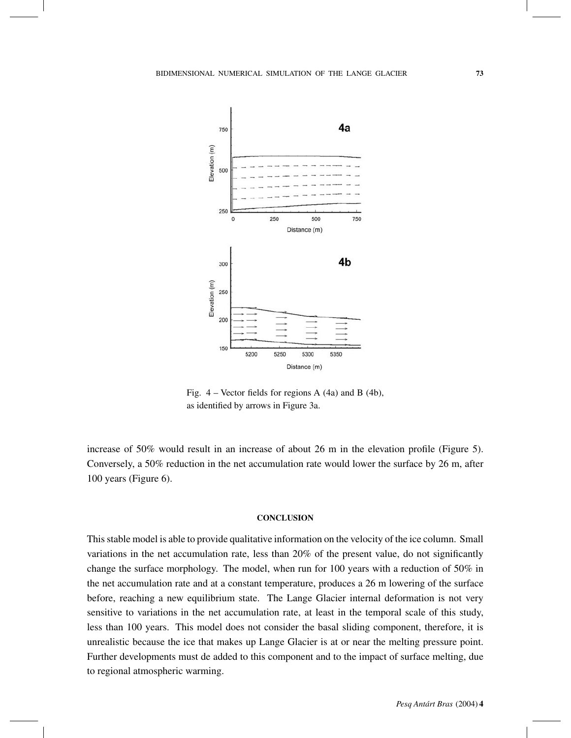Fig. 4 – Vector fields for regions A (4a) and B (4b), as identified by arrows in Figure 3a.

increase of 50% would result in an increase of about 26 m in the elevation profile (Figure 5). Conversely, a 50% reduction in the net accumulation rate would lower the surface by 26 m, after 100 years (Figure 6).

## CONCLUSION

This stable model is able to provide qualitative information on the velocity of the ice column. Small variations in the net accumulation rate, less than 20% of the present value, do not significantly change the surface morphology. The model, when run for 100 years with a reduction of 50% in the net accumulation rate and at a constant temperature, produces a 26 m lowering of the surface before, reaching a new equilibrium state. The Lange Glacier internal deformation is not very sensitive to variations in the net accumulation rate, at least in the temporal scale of this study, less than 100 years. This model does not consider the basal sliding component, therefore, it is unrealistic because the ice that makes up Lange Glacier is at or near the melting pressure point. Further developments must de added to this component and to the impact of surface melting, due to regional atmospheric warming.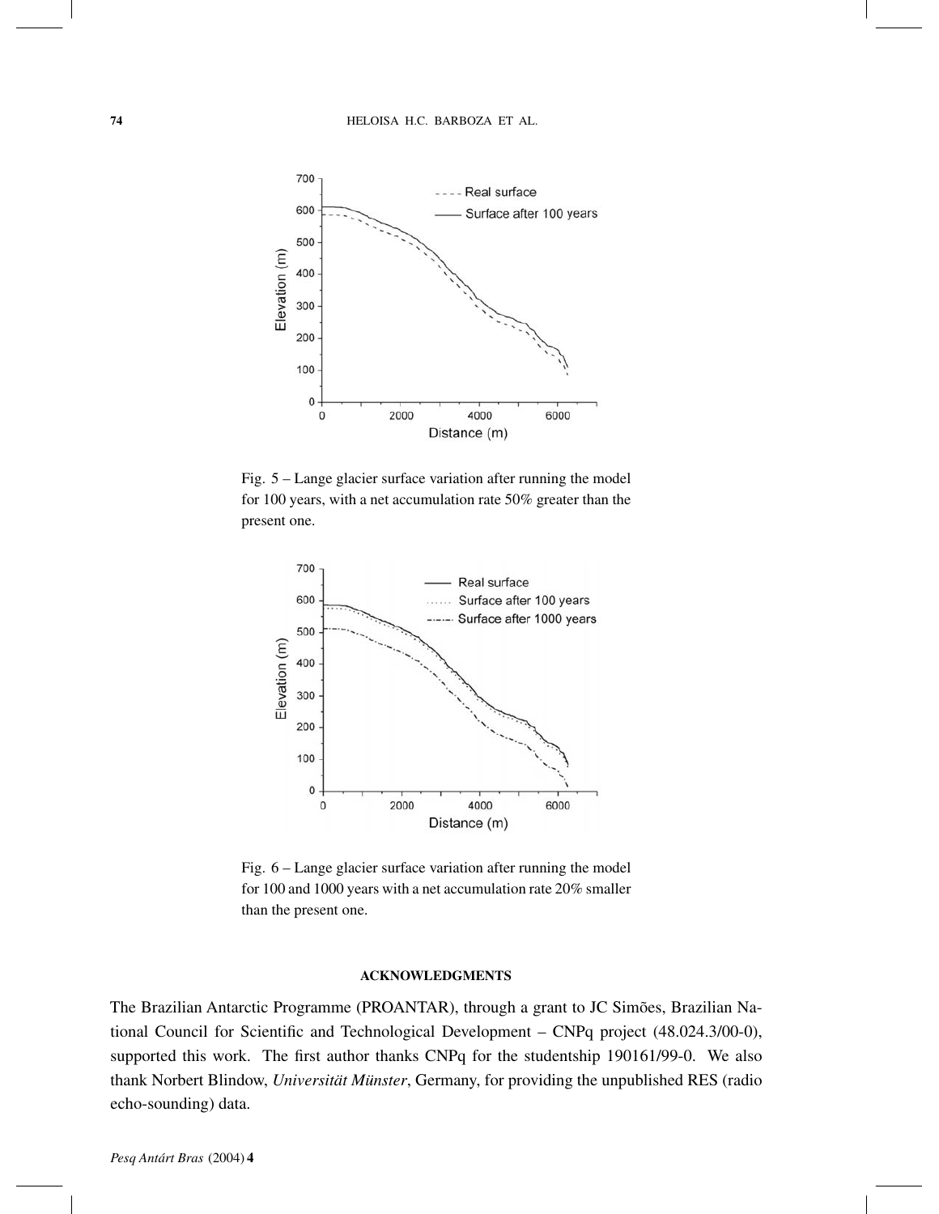Fig. 5 – Lange glacier surface variation after running the model for 100 years, with a net accumulation rate 50% greater than the present one.

Fig. 6 – Lange glacier surface variation after running the model for 100 and 1000 years with a net accumulation rate 20% smaller than the present one.

## ACKNOWLEDGMENTS

The Brazilian Antarctic Programme (PROANTAR), through a grant to JC Simões, Brazilian National Council for Scientific and Technological Development – CNPq project (48.024.3/00-0), supported this work. The first author thanks CNPq for the studentship 190161/99-0. We also thank Norbert Blindow, *Universität Münster*, Germany, for providing the unpublished RES (radio echo-sounding) data.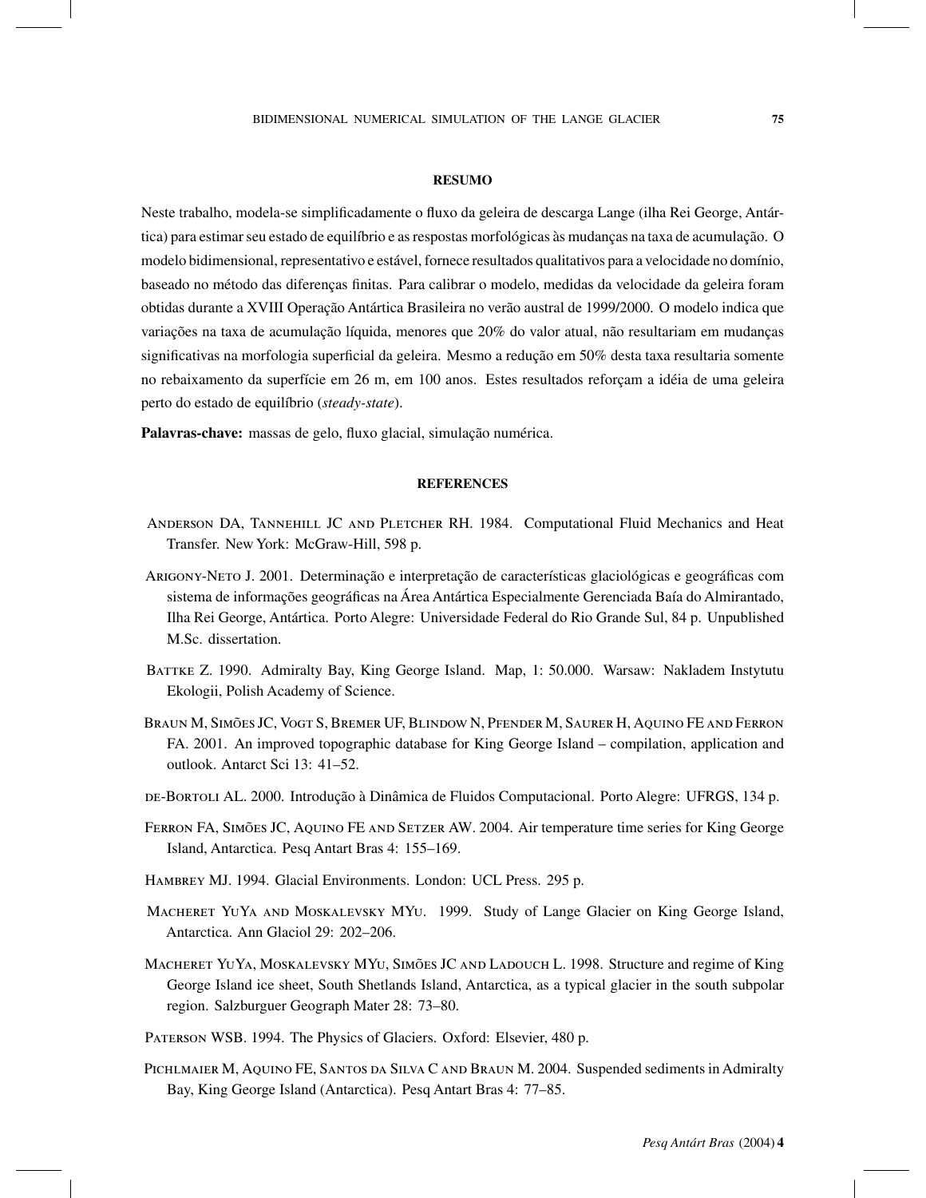## RESUMO

Neste trabalho, modela-se simplificadamente o fluxo da geleira de descarga Lange (ilha Rei George, Antártica) para estimar seu estado de equilíbrio e as respostas morfológicas às mudanças na taxa de acumulação. O modelo bidimensional, representativo e estável, fornece resultados qualitativos para a velocidade no domínio, baseado no método das diferenças finitas. Para calibrar o modelo, medidas da velocidade da geleira foram obtidas durante a XVIII Operação Antártica Brasileira no verão austral de 1999/2000. O modelo indica que variações na taxa de acumulação líquida, menores que 20% do valor atual, não resultariam em mudanças significativas na morfologia superficial da geleira. Mesmo a redução em 50% desta taxa resultaria somente no rebaixamento da superfície em 26 m, em 100 anos. Estes resultados reforçam a idéia de uma geleira perto do estado de equilíbrio (*steady-state*).

**Palavras-chave:** massas de gelo, fluxo glacial, simulação numérica.

## REFERENCES

Anderson DA, Tannehill JC and Pletcher RH. 1984. Computational Fluid Mechanics and Heat Transfer. New York: McGraw-Hill, 598 p.

Arigony-Neto J. 2001. Determinação e interpretação de características glaciológicas e geográficas com sistema de informações geográficas na Área Antártica Especialmente Gerenciada Baía do Almirantado, Ilha Rei George, Antártica. Porto Alegre: Universidade Federal do Rio Grande Sul, 84 p. Unpublished M.Sc. dissertation.

Battke Z. 1990. Admiralty Bay, King George Island. Map, 1: 50.000. Warsaw: Nakladem Instytutu Ekologii, Polish Academy of Science.

Braun M, Simões JC, Vogt S, Bremer UF, Blindow N, Pfender M, Saurer H, Aquino FE and Ferron FA. 2001. An improved topographic database for King George Island – compilation, application and outlook. Antarct Sci 13: 41–52.

de-Bortoli AL. 2000. Introdução à Dinâmica de Fluidos Computacional. Porto Alegre: UFRGS, 134 p.

Ferron FA, Simões JC, Aquino FE and Setzer AW. 2004. Air temperature time series for King George Island, Antarctica. Pesq Antart Bras 4: 155–169.

Hambrey MJ. 1994. Glacial Environments. London: UCL Press. 295 p.

Macheret YuYa and Moskalevsky MYu. 1999. Study of Lange Glacier on King George Island, Antarctica. Ann Glaciol 29: 202–206.

Macheret YuYa, Moskalevsky MYu, Simões JC and Ladouch L. 1998. Structure and regime of King George Island ice sheet, South Shetlands Island, Antarctica, as a typical glacier in the south subpolar region. Salzburguer Geograph Mater 28: 73–80.

Paterson WSB. 1994. The Physics of Glaciers. Oxford: Elsevier, 480 p.

Pichlmaier M, Aquino FE, Santos da Silva C and Braun M. 2004. Suspended sediments in Admiralty Bay, King George Island (Antarctica). Pesq Antart Bras 4: 77–85.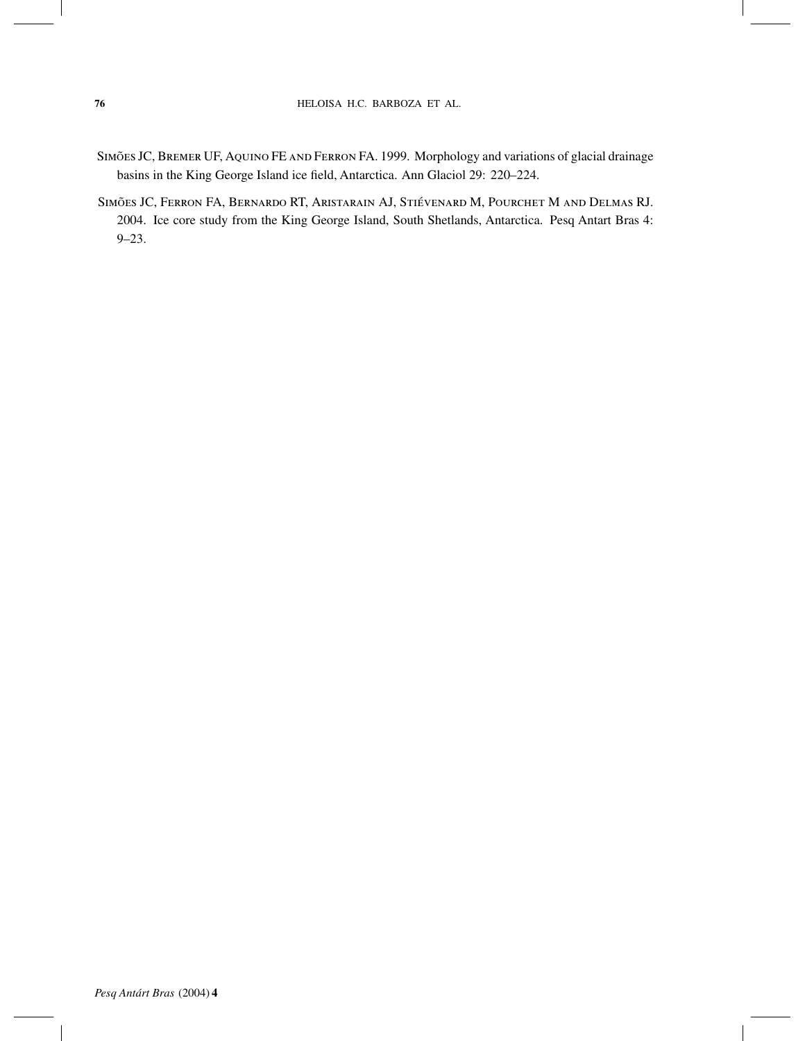Simões JC, Bremer UF, Aquino FE and Ferron FA. 1999. Morphology and variations of glacial drainage basins in the King George Island ice field, Antarctica. Ann Glaciol 29: 220–224.

Simões JC, Ferron FA, Bernardo RT, Aristarain AJ, Stiévenard M, Pourchet M and Delmas RJ. 2004. Ice core study from the King George Island, South Shetlands, Antarctica. Pesq Antart Bras 4: 9–23.